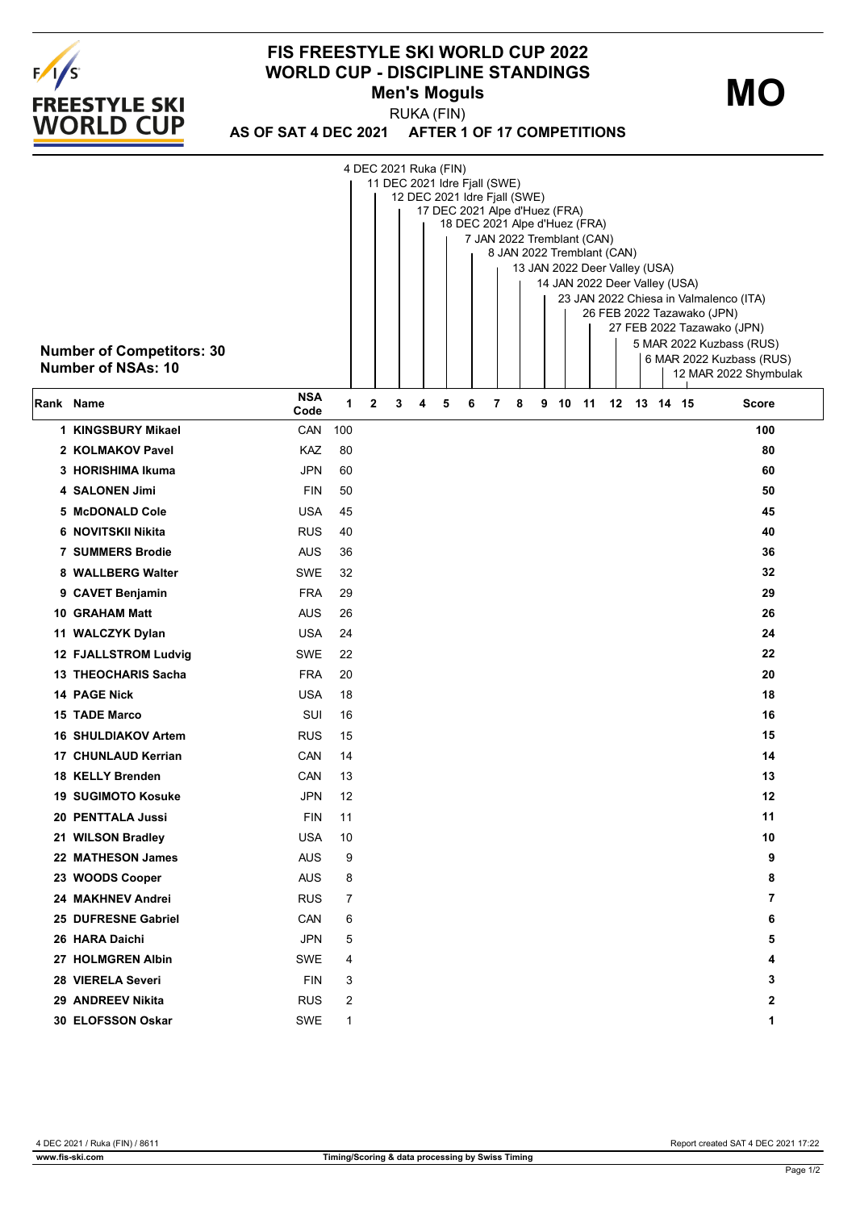# FIS FREESTYLE SKI WORLD CUP 2022
## WORLD CUP - DISCIPLINE STANDINGS
### Men's Moguls

**MO**

RUKA (FIN)

**AS OF SAT 4 DEC 2021 AFTER 1 OF 17 COMPETITIONS**

**Number of Competitors: 30**
**Number of NSAs: 10**

Competitions:
1. 4 DEC 2021 Ruka (FIN)
2. 11 DEC 2021 Idre Fjall (SWE)
3. 12 DEC 2021 Idre Fjall (SWE)
4. 17 DEC 2021 Alpe d'Huez (FRA)
5. 18 DEC 2021 Alpe d'Huez (FRA)
6. 7 JAN 2022 Tremblant (CAN)
7. 8 JAN 2022 Tremblant (CAN)
8. 13 JAN 2022 Deer Valley (USA)
9. 14 JAN 2022 Deer Valley (USA)
10. 23 JAN 2022 Chiesa in Valmalenco (ITA)
11. 26 FEB 2022 Tazawako (JPN)
12. 27 FEB 2022 Tazawako (JPN)
13. 5 MAR 2022 Kuzbass (RUS)
14. 6 MAR 2022 Kuzbass (RUS)
15. 12 MAR 2022 Shymbulak

| Rank | Name | NSA Code | 1 | 2 | 3 | 4 | 5 | 6 | 7 | 8 | 9 | 10 | 11 | 12 | 13 | 14 | 15 | Score |
|---|---|---|---|---|---|---|---|---|---|---|---|---|---|---|---|---|---|---|
| 1 | KINGSBURY Mikael | CAN | 100 | | | | | | | | | | | | | | | 100 |
| 2 | KOLMAKOV Pavel | KAZ | 80 | | | | | | | | | | | | | | | 80 |
| 3 | HORISHIMA Ikuma | JPN | 60 | | | | | | | | | | | | | | | 60 |
| 4 | SALONEN Jimi | FIN | 50 | | | | | | | | | | | | | | | 50 |
| 5 | McDONALD Cole | USA | 45 | | | | | | | | | | | | | | | 45 |
| 6 | NOVITSKII Nikita | RUS | 40 | | | | | | | | | | | | | | | 40 |
| 7 | SUMMERS Brodie | AUS | 36 | | | | | | | | | | | | | | | 36 |
| 8 | WALLBERG Walter | SWE | 32 | | | | | | | | | | | | | | | 32 |
| 9 | CAVET Benjamin | FRA | 29 | | | | | | | | | | | | | | | 29 |
| 10 | GRAHAM Matt | AUS | 26 | | | | | | | | | | | | | | | 26 |
| 11 | WALCZYK Dylan | USA | 24 | | | | | | | | | | | | | | | 24 |
| 12 | FJALLSTROM Ludvig | SWE | 22 | | | | | | | | | | | | | | | 22 |
| 13 | THEOCHARIS Sacha | FRA | 20 | | | | | | | | | | | | | | | 20 |
| 14 | PAGE Nick | USA | 18 | | | | | | | | | | | | | | | 18 |
| 15 | TADE Marco | SUI | 16 | | | | | | | | | | | | | | | 16 |
| 16 | SHULDIAKOV Artem | RUS | 15 | | | | | | | | | | | | | | | 15 |
| 17 | CHUNLAUD Kerrian | CAN | 14 | | | | | | | | | | | | | | | 14 |
| 18 | KELLY Brenden | CAN | 13 | | | | | | | | | | | | | | | 13 |
| 19 | SUGIMOTO Kosuke | JPN | 12 | | | | | | | | | | | | | | | 12 |
| 20 | PENTTALA Jussi | FIN | 11 | | | | | | | | | | | | | | | 11 |
| 21 | WILSON Bradley | USA | 10 | | | | | | | | | | | | | | | 10 |
| 22 | MATHESON James | AUS | 9 | | | | | | | | | | | | | | | 9 |
| 23 | WOODS Cooper | AUS | 8 | | | | | | | | | | | | | | | 8 |
| 24 | MAKHNEV Andrei | RUS | 7 | | | | | | | | | | | | | | | 7 |
| 25 | DUFRESNE Gabriel | CAN | 6 | | | | | | | | | | | | | | | 6 |
| 26 | HARA Daichi | JPN | 5 | | | | | | | | | | | | | | | 5 |
| 27 | HOLMGREN Albin | SWE | 4 | | | | | | | | | | | | | | | 4 |
| 28 | VIERELA Severi | FIN | 3 | | | | | | | | | | | | | | | 3 |
| 29 | ANDREEV Nikita | RUS | 2 | | | | | | | | | | | | | | | 2 |
| 30 | ELOFSSON Oskar | SWE | 1 | | | | | | | | | | | | | | | 1 |

4 DEC 2021 / Ruka (FIN) / 8611 — Report created SAT 4 DEC 2021 17:22

www.fis-ski.com — Timing/Scoring & data processing by Swiss Timing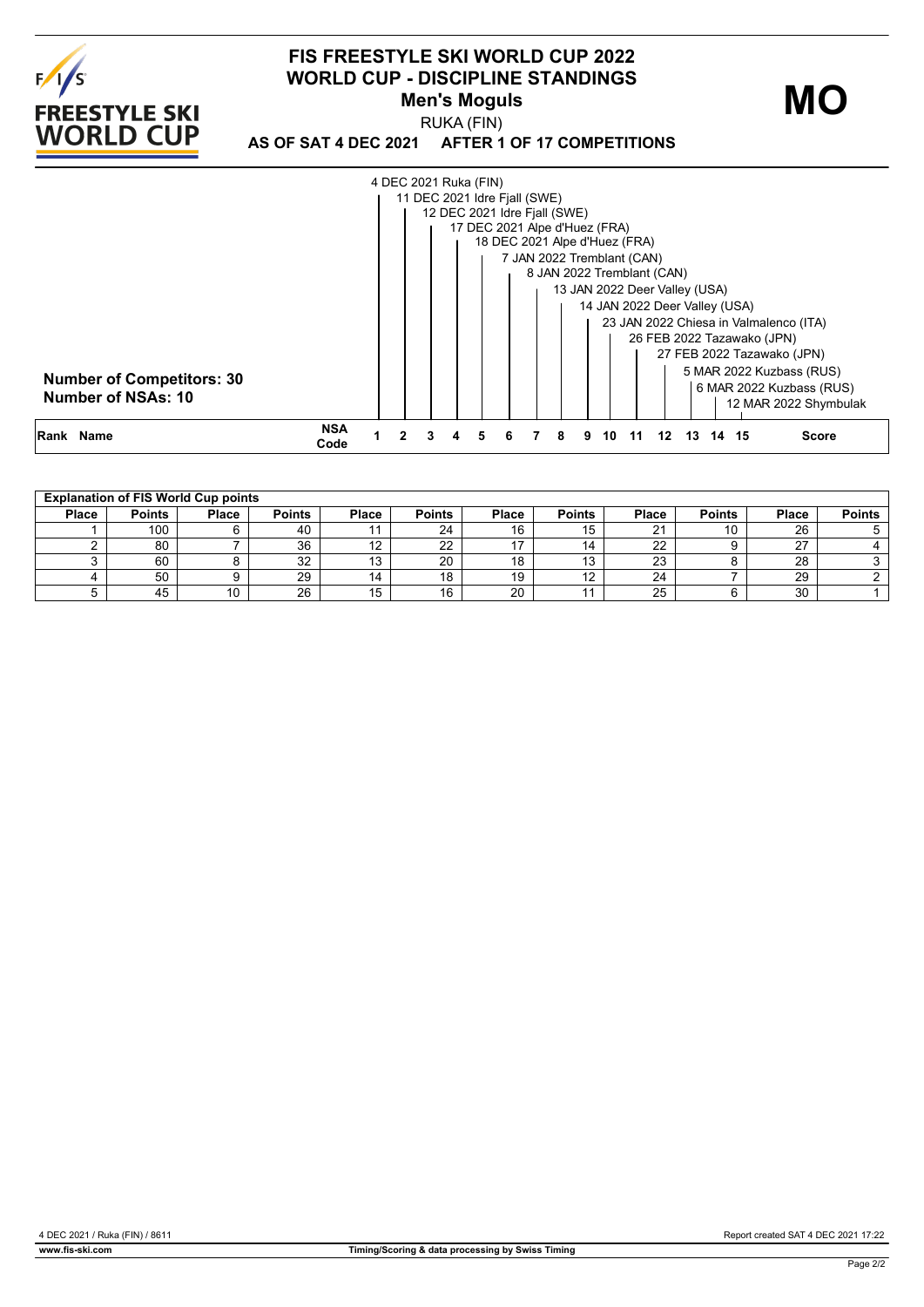# FIS FREESTYLE SKI WORLD CUP 2022
## WORLD CUP - DISCIPLINE STANDINGS
### Men's Moguls

**MO**

RUKA (FIN)

**AS OF SAT 4 DEC 2021 AFTER 1 OF 17 COMPETITIONS**

4 DEC 2021 Ruka (FIN)
11 DEC 2021 Idre Fjall (SWE)
12 DEC 2021 Idre Fjall (SWE)
17 DEC 2021 Alpe d'Huez (FRA)
18 DEC 2021 Alpe d'Huez (FRA)
7 JAN 2022 Tremblant (CAN)
8 JAN 2022 Tremblant (CAN)
13 JAN 2022 Deer Valley (USA)
14 JAN 2022 Deer Valley (USA)
23 JAN 2022 Chiesa in Valmalenco (ITA)
26 FEB 2022 Tazawako (JPN)
27 FEB 2022 Tazawako (JPN)
5 MAR 2022 Kuzbass (RUS)
6 MAR 2022 Kuzbass (RUS)
12 MAR 2022 Shymbulak

**Number of Competitors: 30**
**Number of NSAs: 10**

| Rank | Name | NSA Code | 1 | 2 | 3 | 4 | 5 | 6 | 7 | 8 | 9 | 10 | 11 | 12 | 13 | 14 | 15 | Score |
|---|---|---|---|---|---|---|---|---|---|---|---|---|---|---|---|---|---|---|

**Explanation of FIS World Cup points**

| Place | Points | Place | Points | Place | Points | Place | Points | Place | Points | Place | Points |
|---|---|---|---|---|---|---|---|---|---|---|---|
| 1 | 100 | 6 | 40 | 11 | 24 | 16 | 15 | 21 | 10 | 26 | 5 |
| 2 | 80 | 7 | 36 | 12 | 22 | 17 | 14 | 22 | 9 | 27 | 4 |
| 3 | 60 | 8 | 32 | 13 | 20 | 18 | 13 | 23 | 8 | 28 | 3 |
| 4 | 50 | 9 | 29 | 14 | 18 | 19 | 12 | 24 | 7 | 29 | 2 |
| 5 | 45 | 10 | 26 | 15 | 16 | 20 | 11 | 25 | 6 | 30 | 1 |

4 DEC 2021 / Ruka (FIN) / 8611

Report created SAT 4 DEC 2021 17:22

www.fis-ski.com

Timing/Scoring & data processing by Swiss Timing